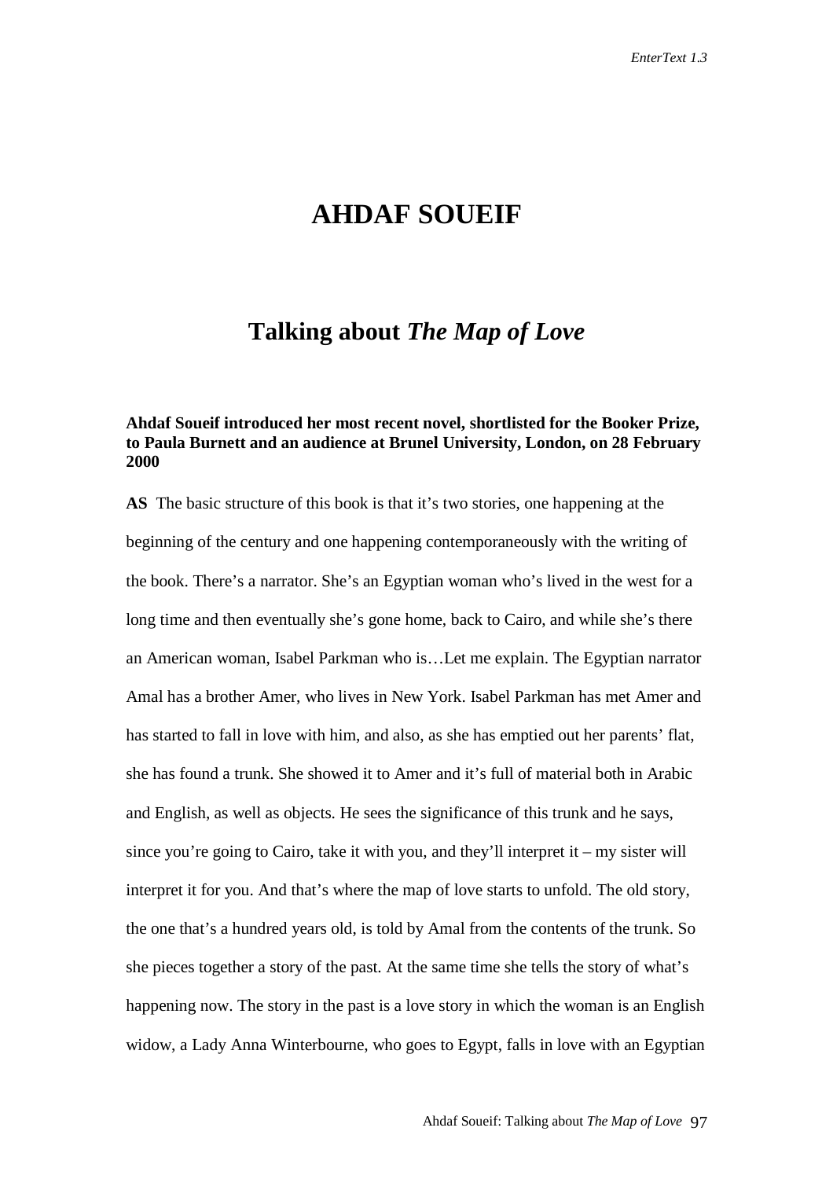# AHDAF SOUEIF

## Talking about *The Map of Love*

**Ahdaf Soueif introduced her most recent novel, shortlisted for the Booker Prize, to Paula Burnett and an audience at Brunel University, London, on 28 February 2000**

**AS** The basic structure of this book is that it's two stories, one happening at the beginning of the century and one happening contemporaneously with the writing of the book. There's a narrator. She's an Egyptian woman who's lived in the west for a long time and then eventually she's gone home, back to Cairo, and while she's there an American woman, Isabel Parkman who is…Let me explain. The Egyptian narrator Amal has a brother Amer, who lives in New York. Isabel Parkman has met Amer and has started to fall in love with him, and also, as she has emptied out her parents' flat, she has found a trunk. She showed it to Amer and it's full of material both in Arabic and English, as well as objects. He sees the significance of this trunk and he says, since you're going to Cairo, take it with you, and they'll interpret it – my sister will interpret it for you. And that's where the map of love starts to unfold. The old story, the one that's a hundred years old, is told by Amal from the contents of the trunk. So she pieces together a story of the past. At the same time she tells the story of what's happening now. The story in the past is a love story in which the woman is an English widow, a Lady Anna Winterbourne, who goes to Egypt, falls in love with an Egyptian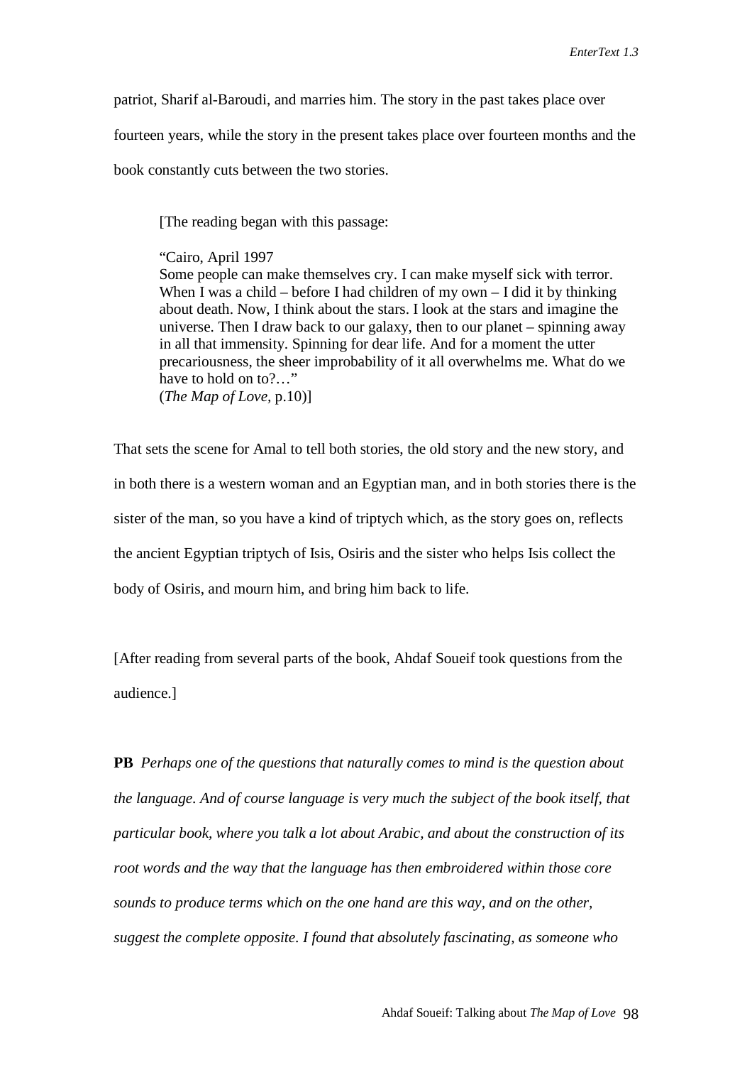patriot, Sharif al-Baroudi, and marries him. The story in the past takes place over fourteen years, while the story in the present takes place over fourteen months and the book constantly cuts between the two stories.

> [The reading began with this passage:
>
> "Cairo, April 1997
> Some people can make themselves cry. I can make myself sick with terror. When I was a child – before I had children of my own – I did it by thinking about death. Now, I think about the stars. I look at the stars and imagine the universe. Then I draw back to our galaxy, then to our planet – spinning away in all that immensity. Spinning for dear life. And for a moment the utter precariousness, the sheer improbability of it all overwhelms me. What do we have to hold on to?…"
> (*The Map of Love*, p.10)]

That sets the scene for Amal to tell both stories, the old story and the new story, and in both there is a western woman and an Egyptian man, and in both stories there is the sister of the man, so you have a kind of triptych which, as the story goes on, reflects the ancient Egyptian triptych of Isis, Osiris and the sister who helps Isis collect the body of Osiris, and mourn him, and bring him back to life.

[After reading from several parts of the book, Ahdaf Soueif took questions from the audience.]

**PB** *Perhaps one of the questions that naturally comes to mind is the question about the language. And of course language is very much the subject of the book itself, that particular book, where you talk a lot about Arabic, and about the construction of its root words and the way that the language has then embroidered within those core sounds to produce terms which on the one hand are this way, and on the other, suggest the complete opposite. I found that absolutely fascinating, as someone who*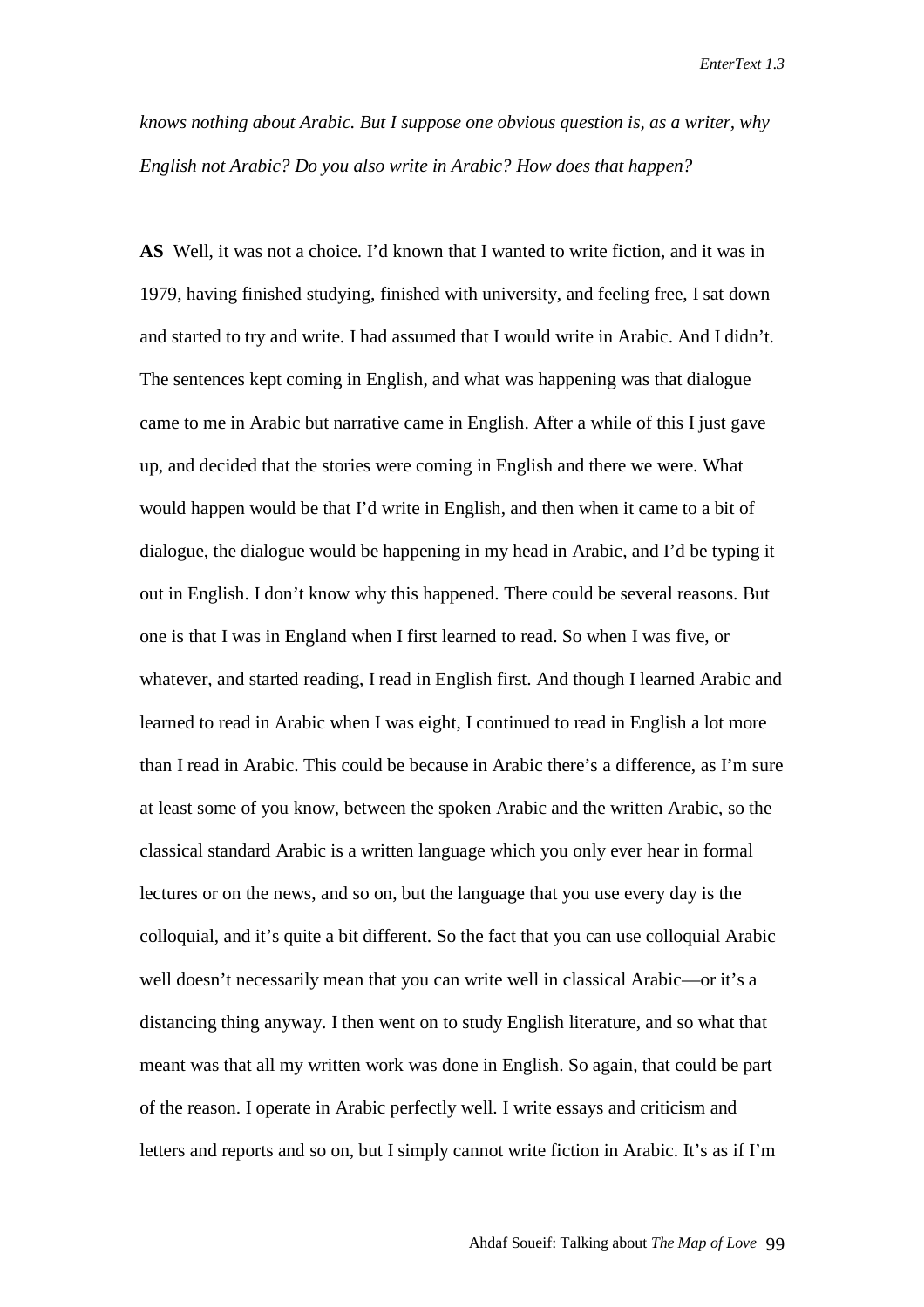*knows nothing about Arabic. But I suppose one obvious question is, as a writer, why English not Arabic? Do you also write in Arabic? How does that happen?*

**AS** Well, it was not a choice. I'd known that I wanted to write fiction, and it was in 1979, having finished studying, finished with university, and feeling free, I sat down and started to try and write. I had assumed that I would write in Arabic. And I didn't. The sentences kept coming in English, and what was happening was that dialogue came to me in Arabic but narrative came in English. After a while of this I just gave up, and decided that the stories were coming in English and there we were. What would happen would be that I'd write in English, and then when it came to a bit of dialogue, the dialogue would be happening in my head in Arabic, and I'd be typing it out in English. I don't know why this happened. There could be several reasons. But one is that I was in England when I first learned to read. So when I was five, or whatever, and started reading, I read in English first. And though I learned Arabic and learned to read in Arabic when I was eight, I continued to read in English a lot more than I read in Arabic. This could be because in Arabic there's a difference, as I'm sure at least some of you know, between the spoken Arabic and the written Arabic, so the classical standard Arabic is a written language which you only ever hear in formal lectures or on the news, and so on, but the language that you use every day is the colloquial, and it's quite a bit different. So the fact that you can use colloquial Arabic well doesn't necessarily mean that you can write well in classical Arabic—or it's a distancing thing anyway. I then went on to study English literature, and so what that meant was that all my written work was done in English. So again, that could be part of the reason. I operate in Arabic perfectly well. I write essays and criticism and letters and reports and so on, but I simply cannot write fiction in Arabic. It's as if I'm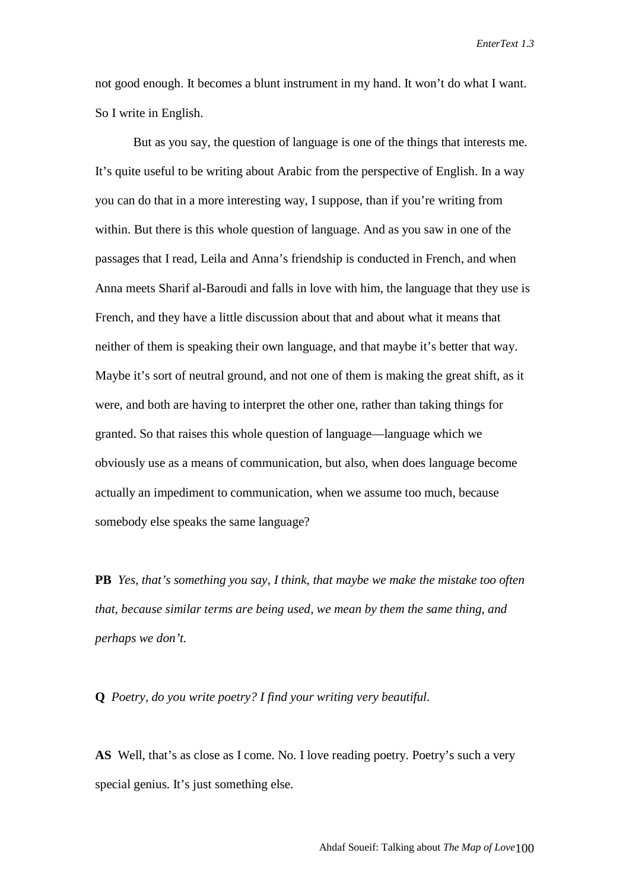not good enough. It becomes a blunt instrument in my hand. It won't do what I want. So I write in English.

But as you say, the question of language is one of the things that interests me. It's quite useful to be writing about Arabic from the perspective of English. In a way you can do that in a more interesting way, I suppose, than if you're writing from within. But there is this whole question of language. And as you saw in one of the passages that I read, Leila and Anna's friendship is conducted in French, and when Anna meets Sharif al-Baroudi and falls in love with him, the language that they use is French, and they have a little discussion about that and about what it means that neither of them is speaking their own language, and that maybe it's better that way. Maybe it's sort of neutral ground, and not one of them is making the great shift, as it were, and both are having to interpret the other one, rather than taking things for granted. So that raises this whole question of language—language which we obviously use as a means of communication, but also, when does language become actually an impediment to communication, when we assume too much, because somebody else speaks the same language?

**PB** *Yes, that's something you say, I think, that maybe we make the mistake too often that, because similar terms are being used, we mean by them the same thing, and perhaps we don't.*

**Q** *Poetry, do you write poetry? I find your writing very beautiful.*

**AS** Well, that's as close as I come. No. I love reading poetry. Poetry's such a very special genius. It's just something else.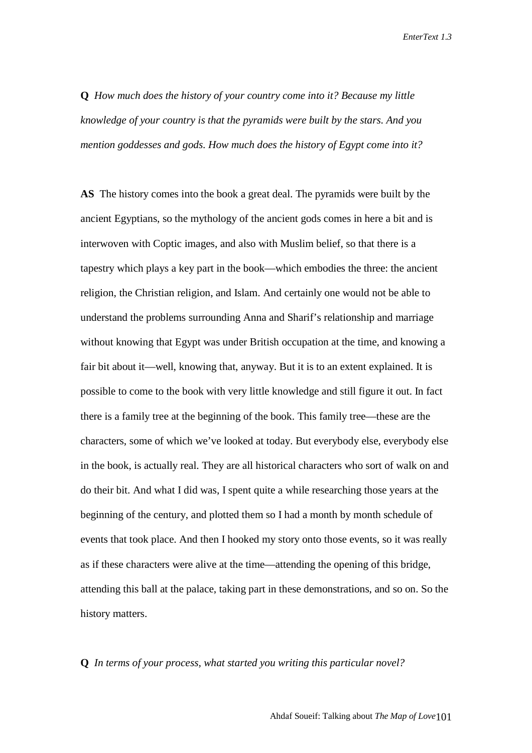**Q** *How much does the history of your country come into it? Because my little knowledge of your country is that the pyramids were built by the stars. And you mention goddesses and gods. How much does the history of Egypt come into it?*

**AS** The history comes into the book a great deal. The pyramids were built by the ancient Egyptians, so the mythology of the ancient gods comes in here a bit and is interwoven with Coptic images, and also with Muslim belief, so that there is a tapestry which plays a key part in the book—which embodies the three: the ancient religion, the Christian religion, and Islam. And certainly one would not be able to understand the problems surrounding Anna and Sharif's relationship and marriage without knowing that Egypt was under British occupation at the time, and knowing a fair bit about it—well, knowing that, anyway. But it is to an extent explained. It is possible to come to the book with very little knowledge and still figure it out. In fact there is a family tree at the beginning of the book. This family tree—these are the characters, some of which we've looked at today. But everybody else, everybody else in the book, is actually real. They are all historical characters who sort of walk on and do their bit. And what I did was, I spent quite a while researching those years at the beginning of the century, and plotted them so I had a month by month schedule of events that took place. And then I hooked my story onto those events, so it was really as if these characters were alive at the time—attending the opening of this bridge, attending this ball at the palace, taking part in these demonstrations, and so on. So the history matters.

**Q** *In terms of your process, what started you writing this particular novel?*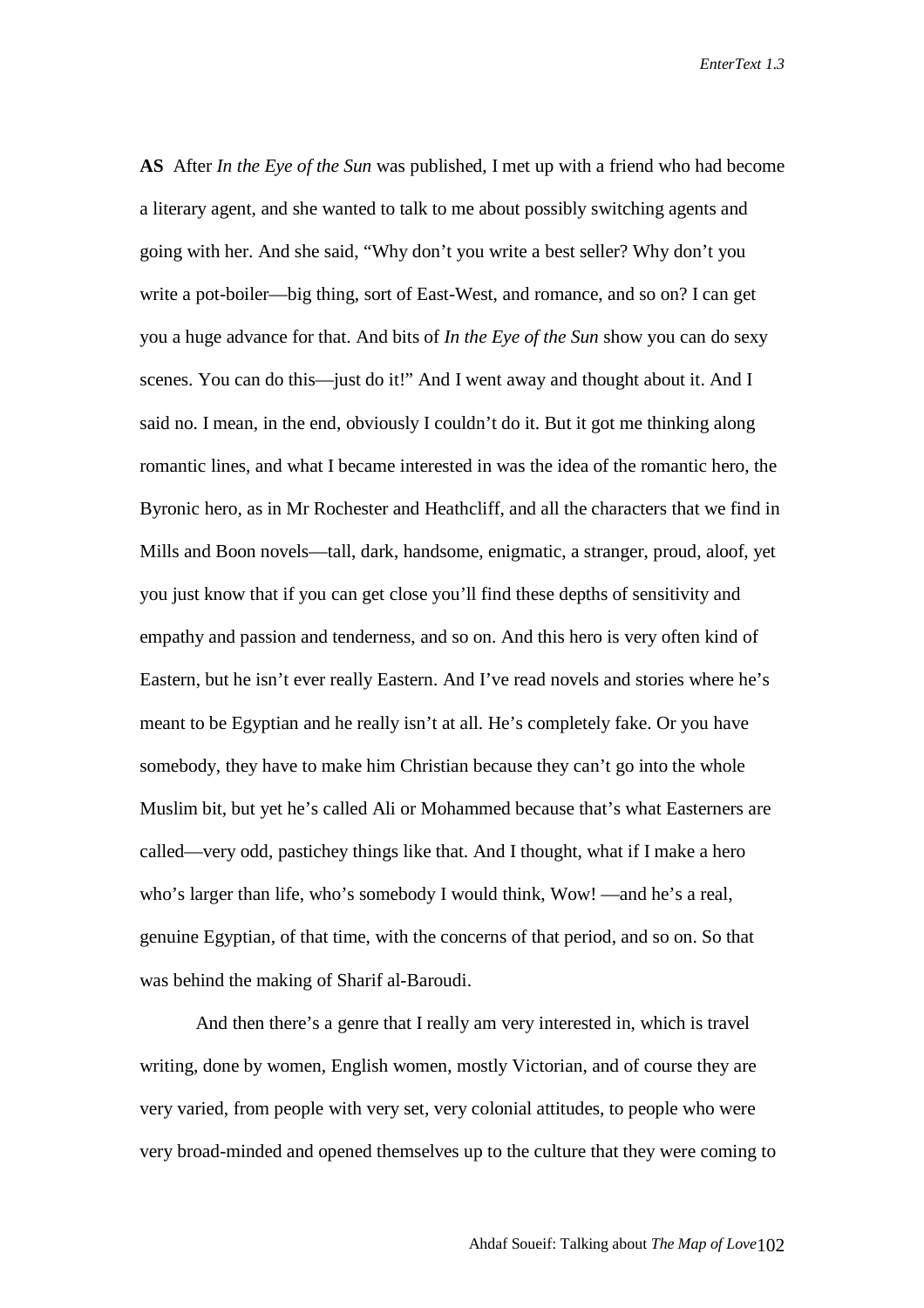**AS** After *In the Eye of the Sun* was published, I met up with a friend who had become a literary agent, and she wanted to talk to me about possibly switching agents and going with her. And she said, "Why don't you write a best seller? Why don't you write a pot-boiler—big thing, sort of East-West, and romance, and so on? I can get you a huge advance for that. And bits of *In the Eye of the Sun* show you can do sexy scenes. You can do this—just do it!" And I went away and thought about it. And I said no. I mean, in the end, obviously I couldn't do it. But it got me thinking along romantic lines, and what I became interested in was the idea of the romantic hero, the Byronic hero, as in Mr Rochester and Heathcliff, and all the characters that we find in Mills and Boon novels—tall, dark, handsome, enigmatic, a stranger, proud, aloof, yet you just know that if you can get close you'll find these depths of sensitivity and empathy and passion and tenderness, and so on. And this hero is very often kind of Eastern, but he isn't ever really Eastern. And I've read novels and stories where he's meant to be Egyptian and he really isn't at all. He's completely fake. Or you have somebody, they have to make him Christian because they can't go into the whole Muslim bit, but yet he's called Ali or Mohammed because that's what Easterners are called—very odd, pastichey things like that. And I thought, what if I make a hero who's larger than life, who's somebody I would think, Wow! —and he's a real, genuine Egyptian, of that time, with the concerns of that period, and so on. So that was behind the making of Sharif al-Baroudi.

And then there's a genre that I really am very interested in, which is travel writing, done by women, English women, mostly Victorian, and of course they are very varied, from people with very set, very colonial attitudes, to people who were very broad-minded and opened themselves up to the culture that they were coming to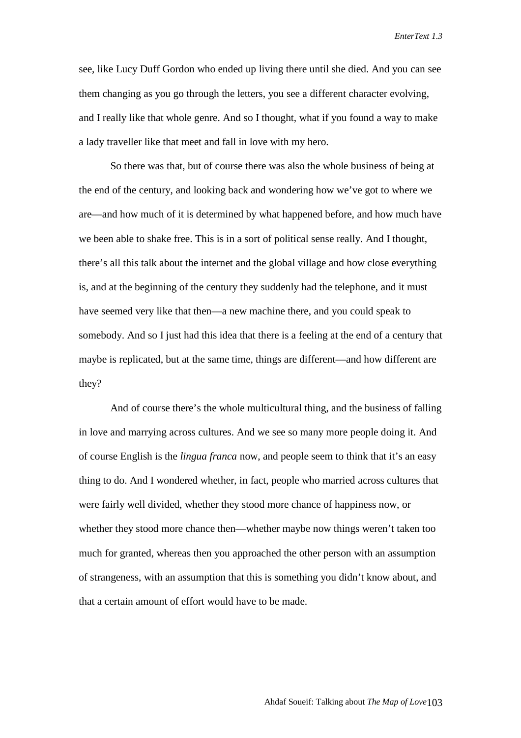see, like Lucy Duff Gordon who ended up living there until she died. And you can see them changing as you go through the letters, you see a different character evolving, and I really like that whole genre. And so I thought, what if you found a way to make a lady traveller like that meet and fall in love with my hero.

So there was that, but of course there was also the whole business of being at the end of the century, and looking back and wondering how we've got to where we are—and how much of it is determined by what happened before, and how much have we been able to shake free. This is in a sort of political sense really. And I thought, there's all this talk about the internet and the global village and how close everything is, and at the beginning of the century they suddenly had the telephone, and it must have seemed very like that then—a new machine there, and you could speak to somebody. And so I just had this idea that there is a feeling at the end of a century that maybe is replicated, but at the same time, things are different—and how different are they?

And of course there's the whole multicultural thing, and the business of falling in love and marrying across cultures. And we see so many more people doing it. And of course English is the *lingua franca* now, and people seem to think that it's an easy thing to do. And I wondered whether, in fact, people who married across cultures that were fairly well divided, whether they stood more chance of happiness now, or whether they stood more chance then—whether maybe now things weren't taken too much for granted, whereas then you approached the other person with an assumption of strangeness, with an assumption that this is something you didn't know about, and that a certain amount of effort would have to be made.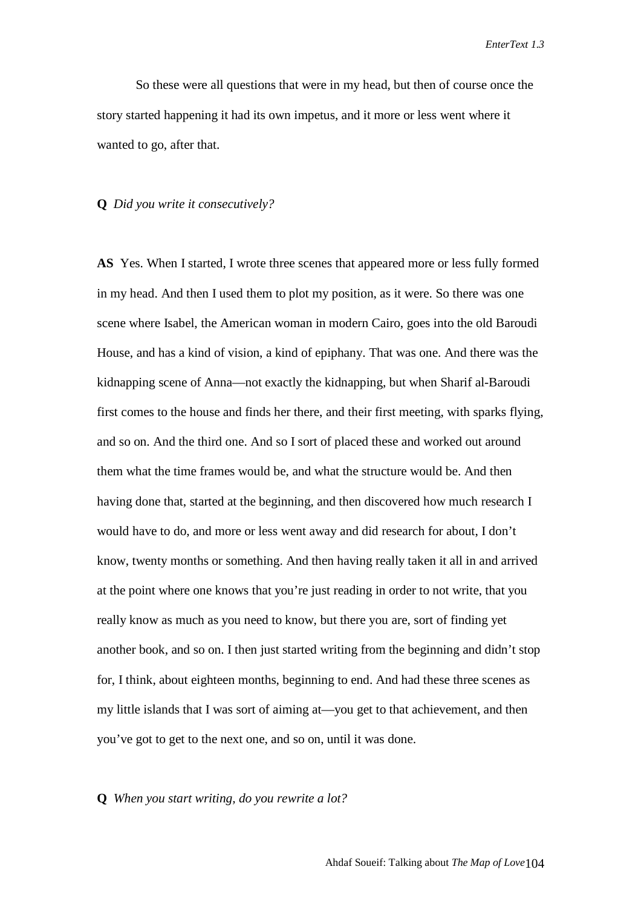So these were all questions that were in my head, but then of course once the story started happening it had its own impetus, and it more or less went where it wanted to go, after that.

**Q** *Did you write it consecutively?*

**AS** Yes. When I started, I wrote three scenes that appeared more or less fully formed in my head. And then I used them to plot my position, as it were. So there was one scene where Isabel, the American woman in modern Cairo, goes into the old Baroudi House, and has a kind of vision, a kind of epiphany. That was one. And there was the kidnapping scene of Anna—not exactly the kidnapping, but when Sharif al-Baroudi first comes to the house and finds her there, and their first meeting, with sparks flying, and so on. And the third one. And so I sort of placed these and worked out around them what the time frames would be, and what the structure would be. And then having done that, started at the beginning, and then discovered how much research I would have to do, and more or less went away and did research for about, I don't know, twenty months or something. And then having really taken it all in and arrived at the point where one knows that you're just reading in order to not write, that you really know as much as you need to know, but there you are, sort of finding yet another book, and so on. I then just started writing from the beginning and didn't stop for, I think, about eighteen months, beginning to end. And had these three scenes as my little islands that I was sort of aiming at—you get to that achievement, and then you've got to get to the next one, and so on, until it was done.

**Q** *When you start writing, do you rewrite a lot?*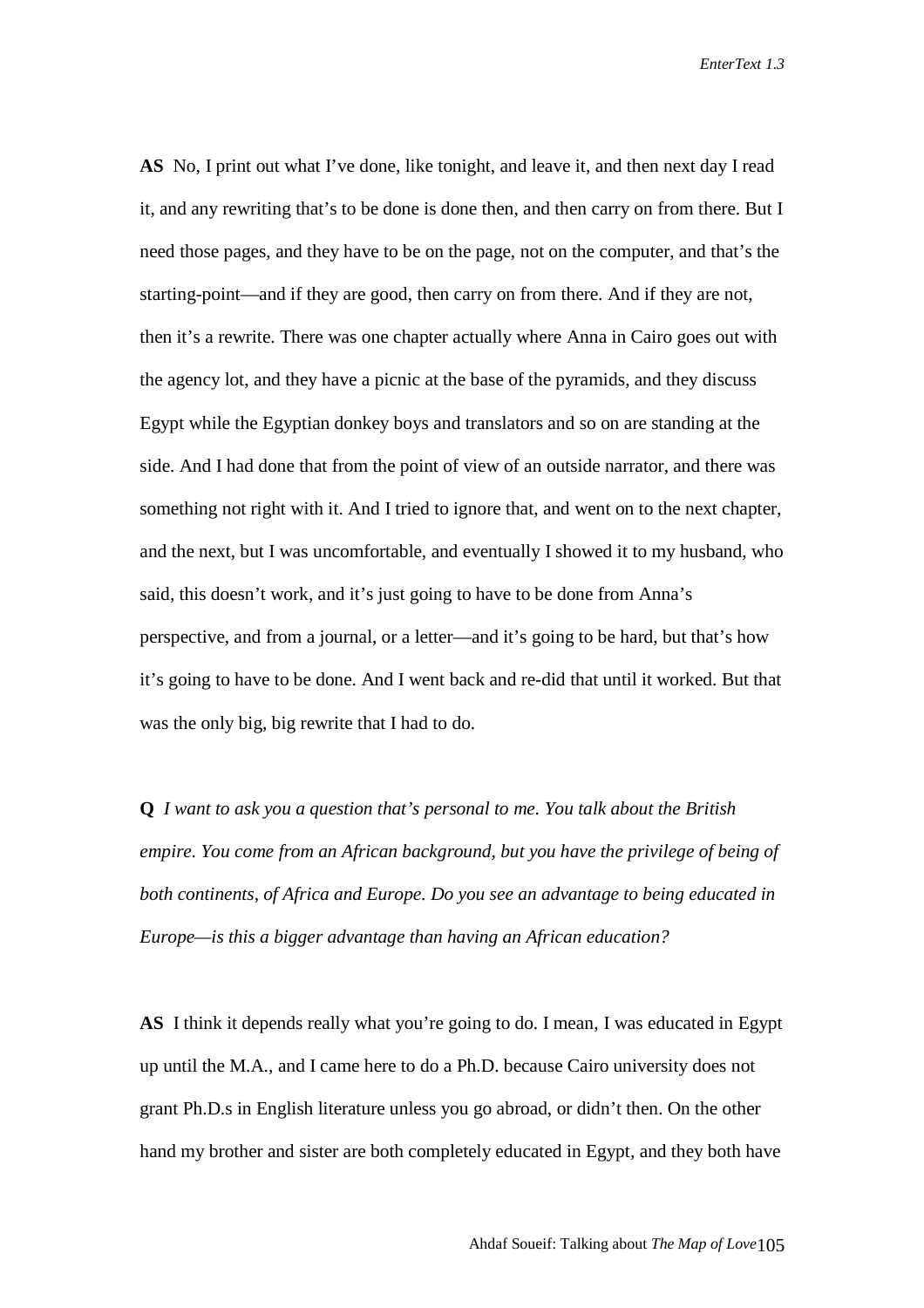**AS** No, I print out what I've done, like tonight, and leave it, and then next day I read it, and any rewriting that's to be done is done then, and then carry on from there. But I need those pages, and they have to be on the page, not on the computer, and that's the starting-point—and if they are good, then carry on from there. And if they are not, then it's a rewrite. There was one chapter actually where Anna in Cairo goes out with the agency lot, and they have a picnic at the base of the pyramids, and they discuss Egypt while the Egyptian donkey boys and translators and so on are standing at the side. And I had done that from the point of view of an outside narrator, and there was something not right with it. And I tried to ignore that, and went on to the next chapter, and the next, but I was uncomfortable, and eventually I showed it to my husband, who said, this doesn't work, and it's just going to have to be done from Anna's perspective, and from a journal, or a letter—and it's going to be hard, but that's how it's going to have to be done. And I went back and re-did that until it worked. But that was the only big, big rewrite that I had to do.

**Q** *I want to ask you a question that's personal to me. You talk about the British empire. You come from an African background, but you have the privilege of being of both continents, of Africa and Europe. Do you see an advantage to being educated in Europe—is this a bigger advantage than having an African education?*

**AS** I think it depends really what you're going to do. I mean, I was educated in Egypt up until the M.A., and I came here to do a Ph.D. because Cairo university does not grant Ph.D.s in English literature unless you go abroad, or didn't then. On the other hand my brother and sister are both completely educated in Egypt, and they both have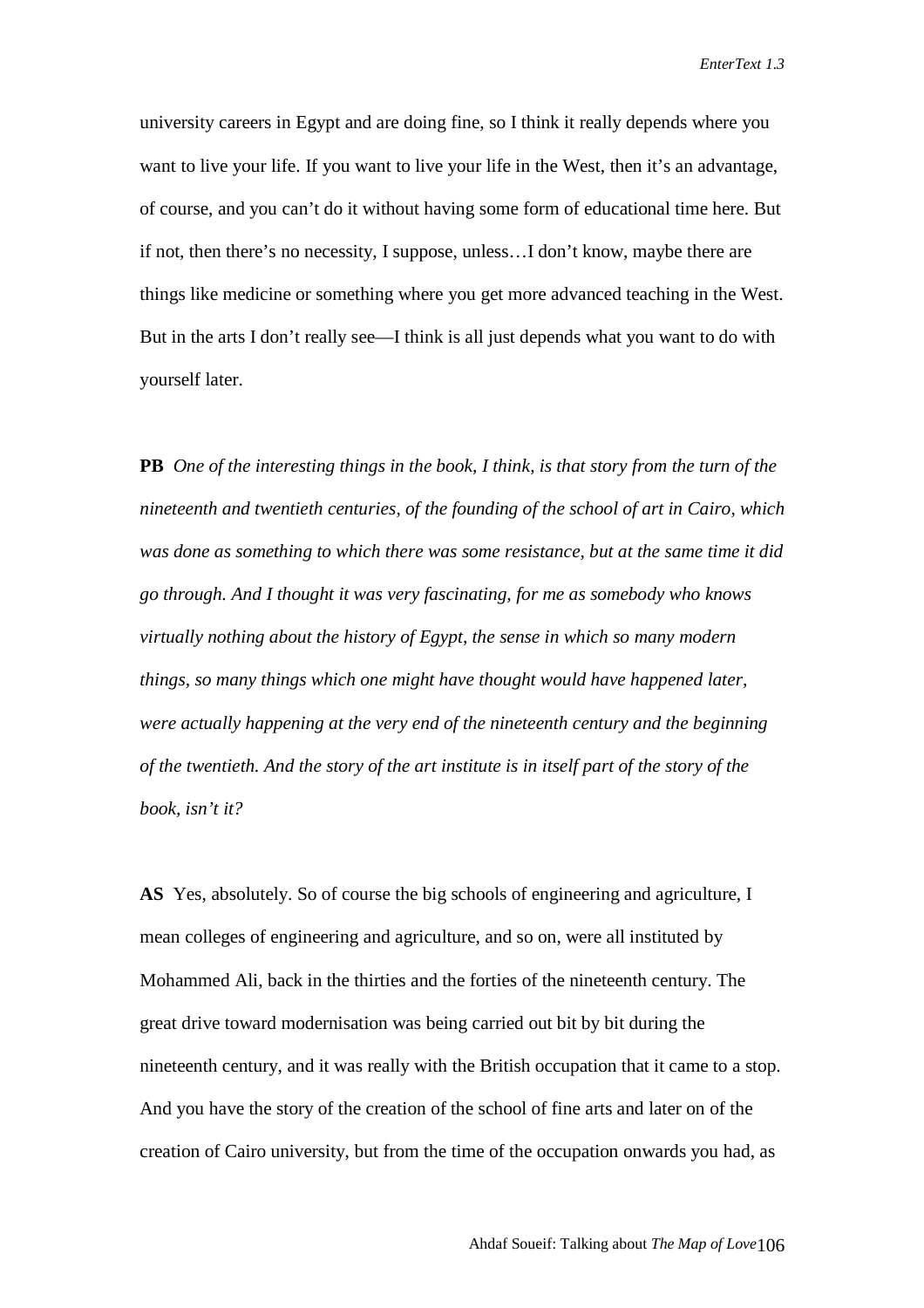university careers in Egypt and are doing fine, so I think it really depends where you want to live your life. If you want to live your life in the West, then it's an advantage, of course, and you can't do it without having some form of educational time here. But if not, then there's no necessity, I suppose, unless…I don't know, maybe there are things like medicine or something where you get more advanced teaching in the West. But in the arts I don't really see—I think is all just depends what you want to do with yourself later.

**PB** *One of the interesting things in the book, I think, is that story from the turn of the nineteenth and twentieth centuries, of the founding of the school of art in Cairo, which was done as something to which there was some resistance, but at the same time it did go through. And I thought it was very fascinating, for me as somebody who knows virtually nothing about the history of Egypt, the sense in which so many modern things, so many things which one might have thought would have happened later, were actually happening at the very end of the nineteenth century and the beginning of the twentieth. And the story of the art institute is in itself part of the story of the book, isn't it?*

**AS** Yes, absolutely. So of course the big schools of engineering and agriculture, I mean colleges of engineering and agriculture, and so on, were all instituted by Mohammed Ali, back in the thirties and the forties of the nineteenth century. The great drive toward modernisation was being carried out bit by bit during the nineteenth century, and it was really with the British occupation that it came to a stop. And you have the story of the creation of the school of fine arts and later on of the creation of Cairo university, but from the time of the occupation onwards you had, as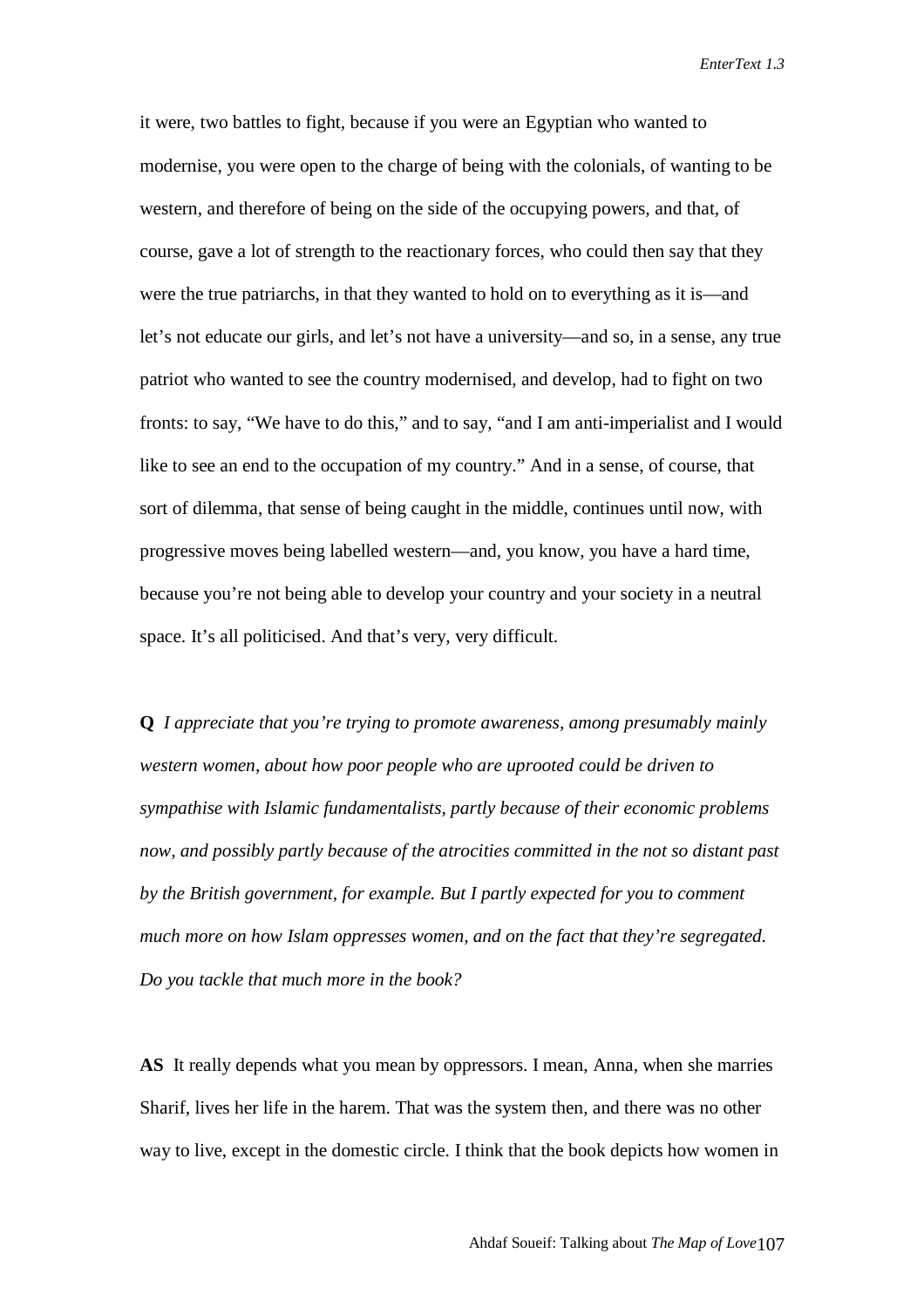it were, two battles to fight, because if you were an Egyptian who wanted to modernise, you were open to the charge of being with the colonials, of wanting to be western, and therefore of being on the side of the occupying powers, and that, of course, gave a lot of strength to the reactionary forces, who could then say that they were the true patriarchs, in that they wanted to hold on to everything as it is—and let's not educate our girls, and let's not have a university—and so, in a sense, any true patriot who wanted to see the country modernised, and develop, had to fight on two fronts: to say, "We have to do this," and to say, "and I am anti-imperialist and I would like to see an end to the occupation of my country." And in a sense, of course, that sort of dilemma, that sense of being caught in the middle, continues until now, with progressive moves being labelled western—and, you know, you have a hard time, because you're not being able to develop your country and your society in a neutral space. It's all politicised. And that's very, very difficult.

**Q** *I appreciate that you're trying to promote awareness, among presumably mainly western women, about how poor people who are uprooted could be driven to sympathise with Islamic fundamentalists, partly because of their economic problems now, and possibly partly because of the atrocities committed in the not so distant past by the British government, for example. But I partly expected for you to comment much more on how Islam oppresses women, and on the fact that they're segregated. Do you tackle that much more in the book?*

**AS** It really depends what you mean by oppressors. I mean, Anna, when she marries Sharif, lives her life in the harem. That was the system then, and there was no other way to live, except in the domestic circle. I think that the book depicts how women in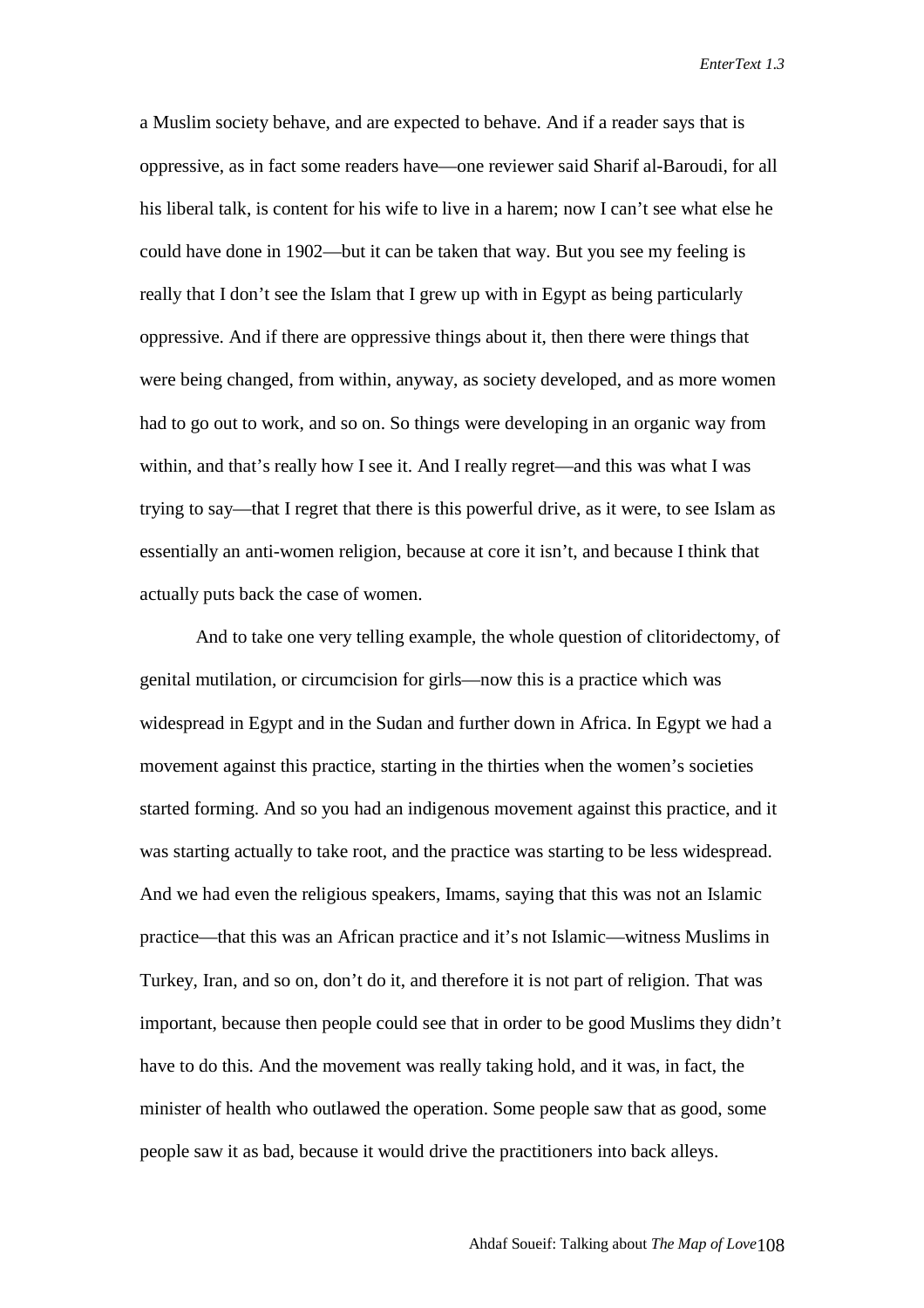a Muslim society behave, and are expected to behave. And if a reader says that is oppressive, as in fact some readers have—one reviewer said Sharif al-Baroudi, for all his liberal talk, is content for his wife to live in a harem; now I can't see what else he could have done in 1902—but it can be taken that way. But you see my feeling is really that I don't see the Islam that I grew up with in Egypt as being particularly oppressive. And if there are oppressive things about it, then there were things that were being changed, from within, anyway, as society developed, and as more women had to go out to work, and so on. So things were developing in an organic way from within, and that's really how I see it. And I really regret—and this was what I was trying to say—that I regret that there is this powerful drive, as it were, to see Islam as essentially an anti-women religion, because at core it isn't, and because I think that actually puts back the case of women.

And to take one very telling example, the whole question of clitoridectomy, of genital mutilation, or circumcision for girls—now this is a practice which was widespread in Egypt and in the Sudan and further down in Africa. In Egypt we had a movement against this practice, starting in the thirties when the women's societies started forming. And so you had an indigenous movement against this practice, and it was starting actually to take root, and the practice was starting to be less widespread. And we had even the religious speakers, Imams, saying that this was not an Islamic practice—that this was an African practice and it's not Islamic—witness Muslims in Turkey, Iran, and so on, don't do it, and therefore it is not part of religion. That was important, because then people could see that in order to be good Muslims they didn't have to do this. And the movement was really taking hold, and it was, in fact, the minister of health who outlawed the operation. Some people saw that as good, some people saw it as bad, because it would drive the practitioners into back alleys.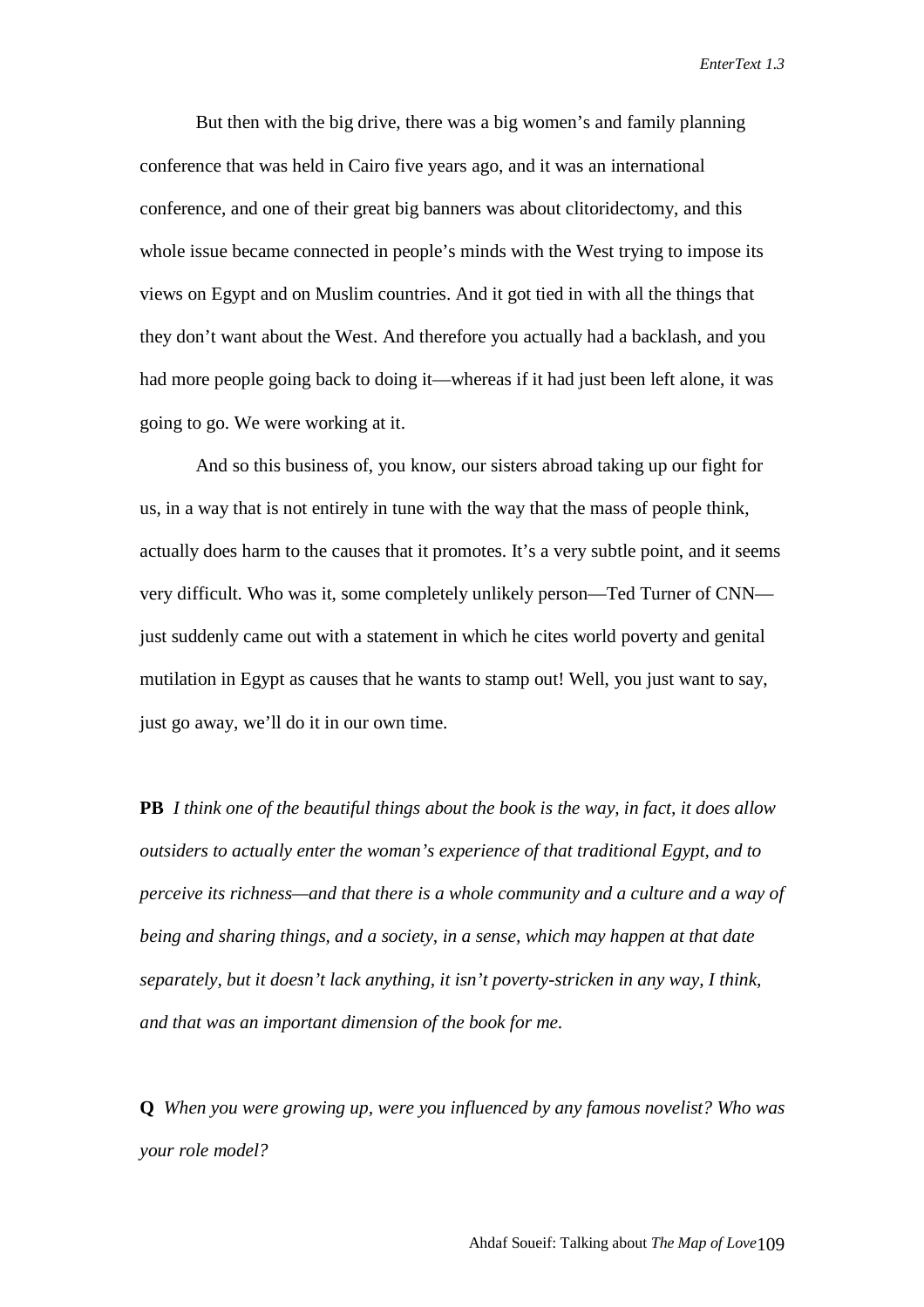But then with the big drive, there was a big women's and family planning conference that was held in Cairo five years ago, and it was an international conference, and one of their great big banners was about clitoridectomy, and this whole issue became connected in people's minds with the West trying to impose its views on Egypt and on Muslim countries. And it got tied in with all the things that they don't want about the West. And therefore you actually had a backlash, and you had more people going back to doing it—whereas if it had just been left alone, it was going to go. We were working at it.

And so this business of, you know, our sisters abroad taking up our fight for us, in a way that is not entirely in tune with the way that the mass of people think, actually does harm to the causes that it promotes. It's a very subtle point, and it seems very difficult. Who was it, some completely unlikely person—Ted Turner of CNN—just suddenly came out with a statement in which he cites world poverty and genital mutilation in Egypt as causes that he wants to stamp out! Well, you just want to say, just go away, we'll do it in our own time.

**PB** *I think one of the beautiful things about the book is the way, in fact, it does allow outsiders to actually enter the woman's experience of that traditional Egypt, and to perceive its richness—and that there is a whole community and a culture and a way of being and sharing things, and a society, in a sense, which may happen at that date separately, but it doesn't lack anything, it isn't poverty-stricken in any way, I think, and that was an important dimension of the book for me.*

**Q** *When you were growing up, were you influenced by any famous novelist? Who was your role model?*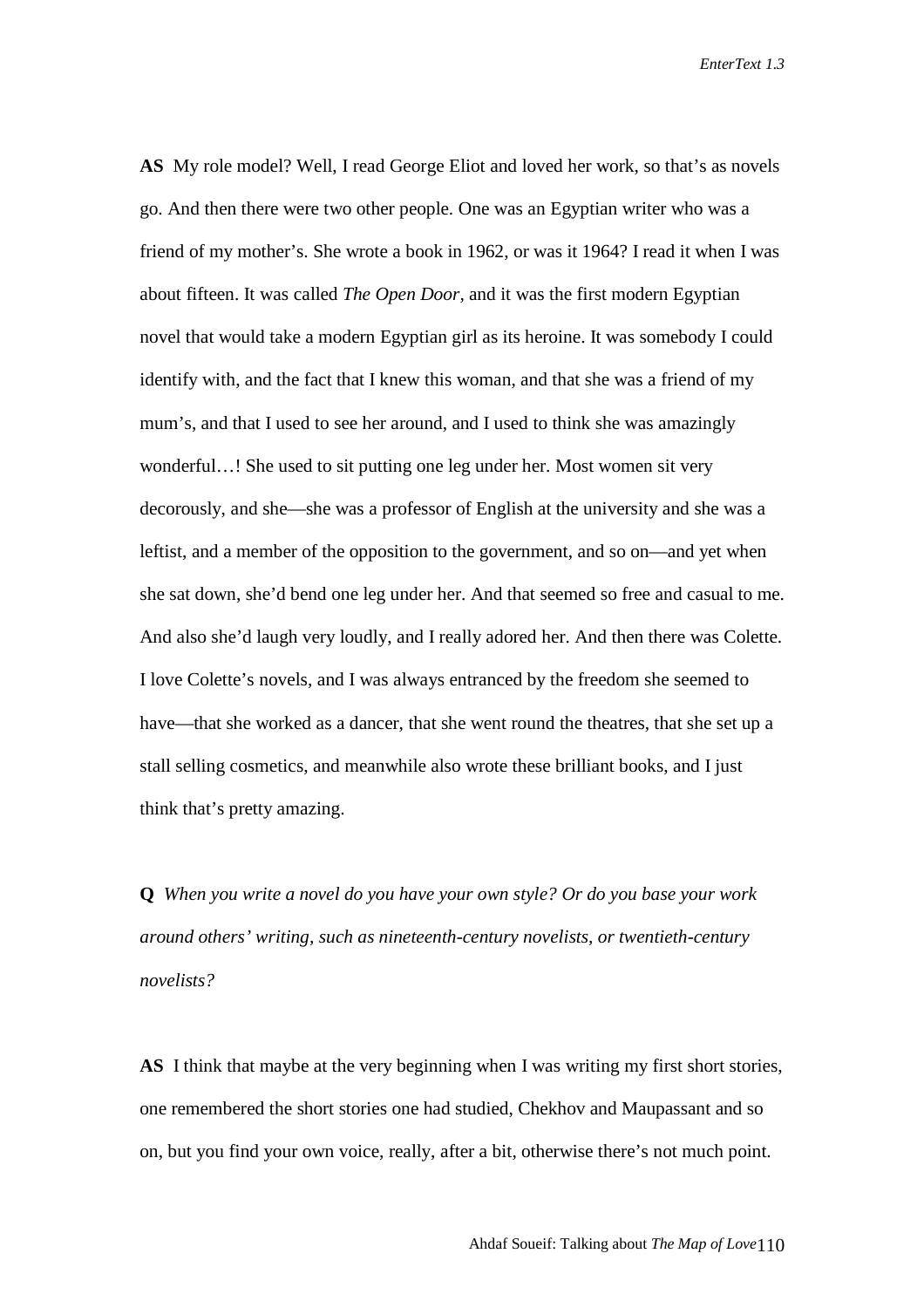**AS** My role model? Well, I read George Eliot and loved her work, so that's as novels go. And then there were two other people. One was an Egyptian writer who was a friend of my mother's. She wrote a book in 1962, or was it 1964? I read it when I was about fifteen. It was called *The Open Door*, and it was the first modern Egyptian novel that would take a modern Egyptian girl as its heroine. It was somebody I could identify with, and the fact that I knew this woman, and that she was a friend of my mum's, and that I used to see her around, and I used to think she was amazingly wonderful…! She used to sit putting one leg under her. Most women sit very decorously, and she—she was a professor of English at the university and she was a leftist, and a member of the opposition to the government, and so on—and yet when she sat down, she'd bend one leg under her. And that seemed so free and casual to me. And also she'd laugh very loudly, and I really adored her. And then there was Colette. I love Colette's novels, and I was always entranced by the freedom she seemed to have—that she worked as a dancer, that she went round the theatres, that she set up a stall selling cosmetics, and meanwhile also wrote these brilliant books, and I just think that's pretty amazing.

**Q** *When you write a novel do you have your own style? Or do you base your work around others' writing, such as nineteenth-century novelists, or twentieth-century novelists?*

**AS** I think that maybe at the very beginning when I was writing my first short stories, one remembered the short stories one had studied, Chekhov and Maupassant and so on, but you find your own voice, really, after a bit, otherwise there's not much point.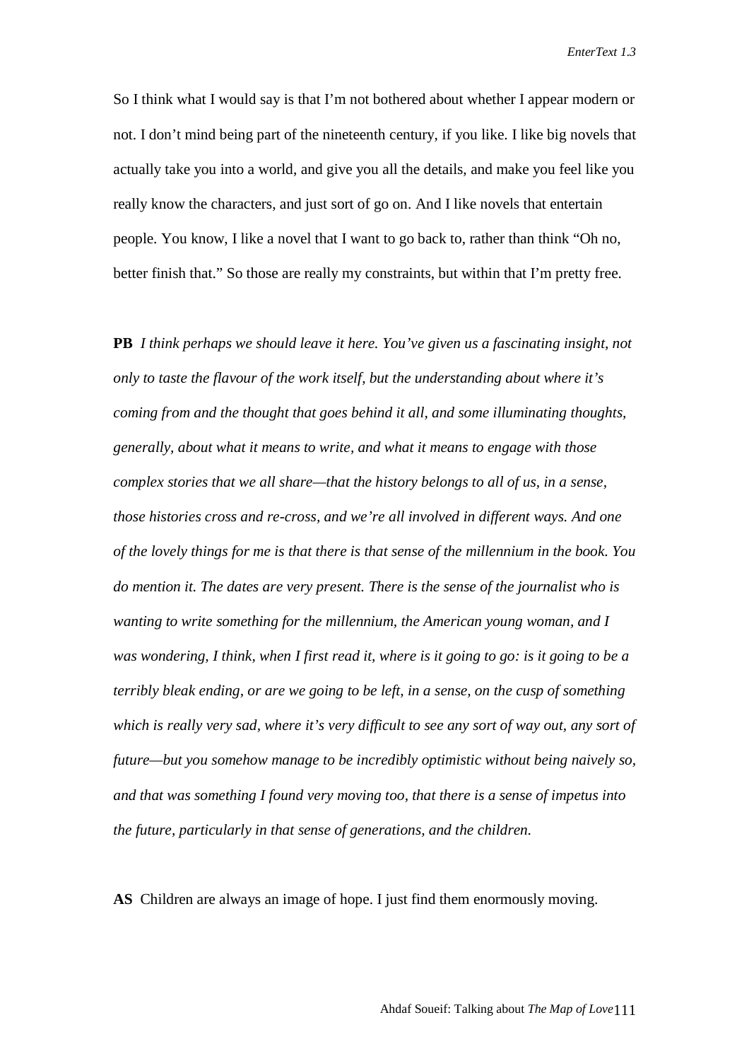So I think what I would say is that I'm not bothered about whether I appear modern or not. I don't mind being part of the nineteenth century, if you like. I like big novels that actually take you into a world, and give you all the details, and make you feel like you really know the characters, and just sort of go on. And I like novels that entertain people. You know, I like a novel that I want to go back to, rather than think "Oh no, better finish that." So those are really my constraints, but within that I'm pretty free.

**PB** *I think perhaps we should leave it here. You've given us a fascinating insight, not only to taste the flavour of the work itself, but the understanding about where it's coming from and the thought that goes behind it all, and some illuminating thoughts, generally, about what it means to write, and what it means to engage with those complex stories that we all share—that the history belongs to all of us, in a sense, those histories cross and re-cross, and we're all involved in different ways. And one of the lovely things for me is that there is that sense of the millennium in the book. You do mention it. The dates are very present. There is the sense of the journalist who is wanting to write something for the millennium, the American young woman, and I was wondering, I think, when I first read it, where is it going to go: is it going to be a terribly bleak ending, or are we going to be left, in a sense, on the cusp of something which is really very sad, where it's very difficult to see any sort of way out, any sort of future—but you somehow manage to be incredibly optimistic without being naively so, and that was something I found very moving too, that there is a sense of impetus into the future, particularly in that sense of generations, and the children.*

**AS** Children are always an image of hope. I just find them enormously moving.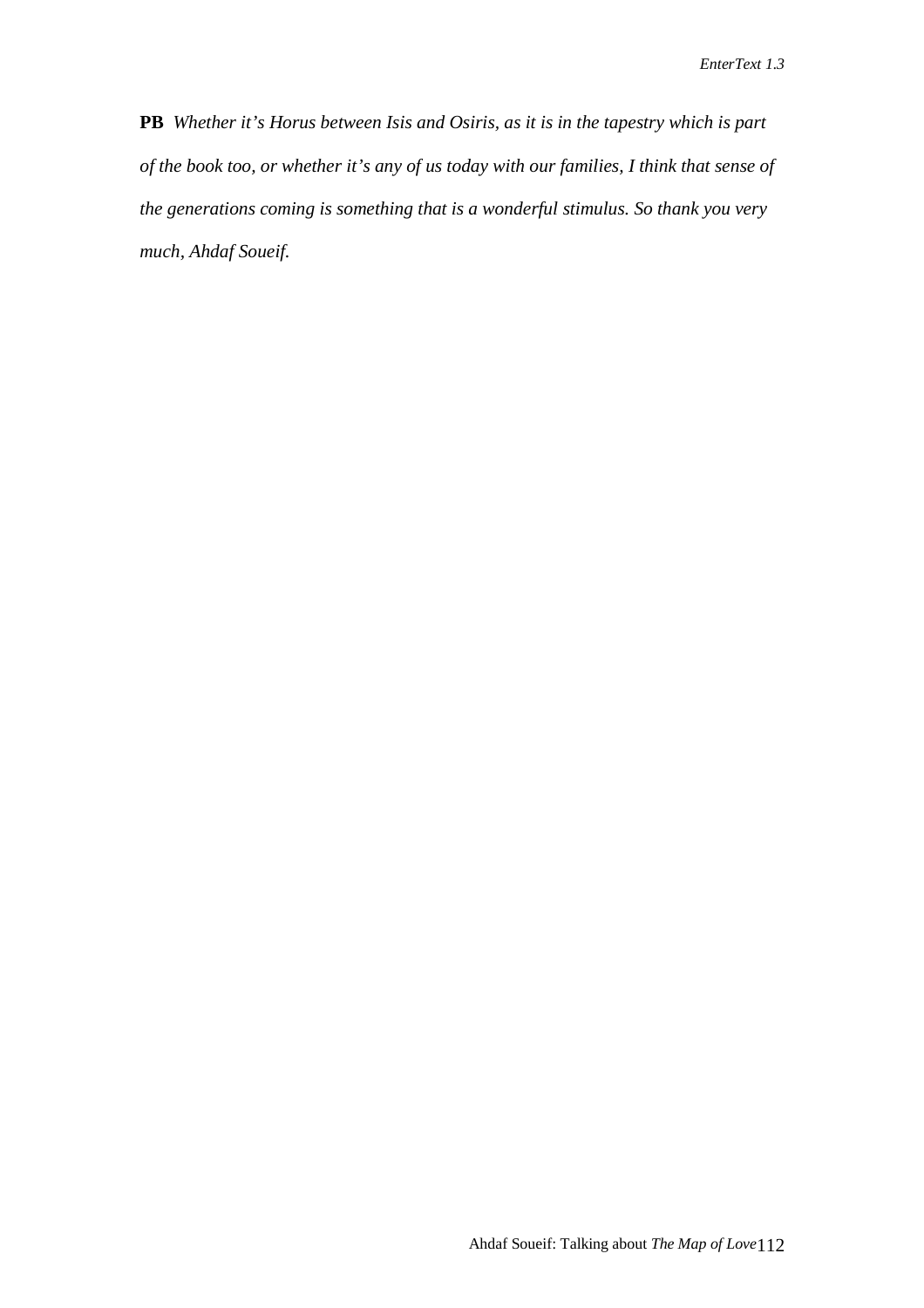**PB** *Whether it's Horus between Isis and Osiris, as it is in the tapestry which is part of the book too, or whether it's any of us today with our families, I think that sense of the generations coming is something that is a wonderful stimulus. So thank you very much, Ahdaf Soueif.*